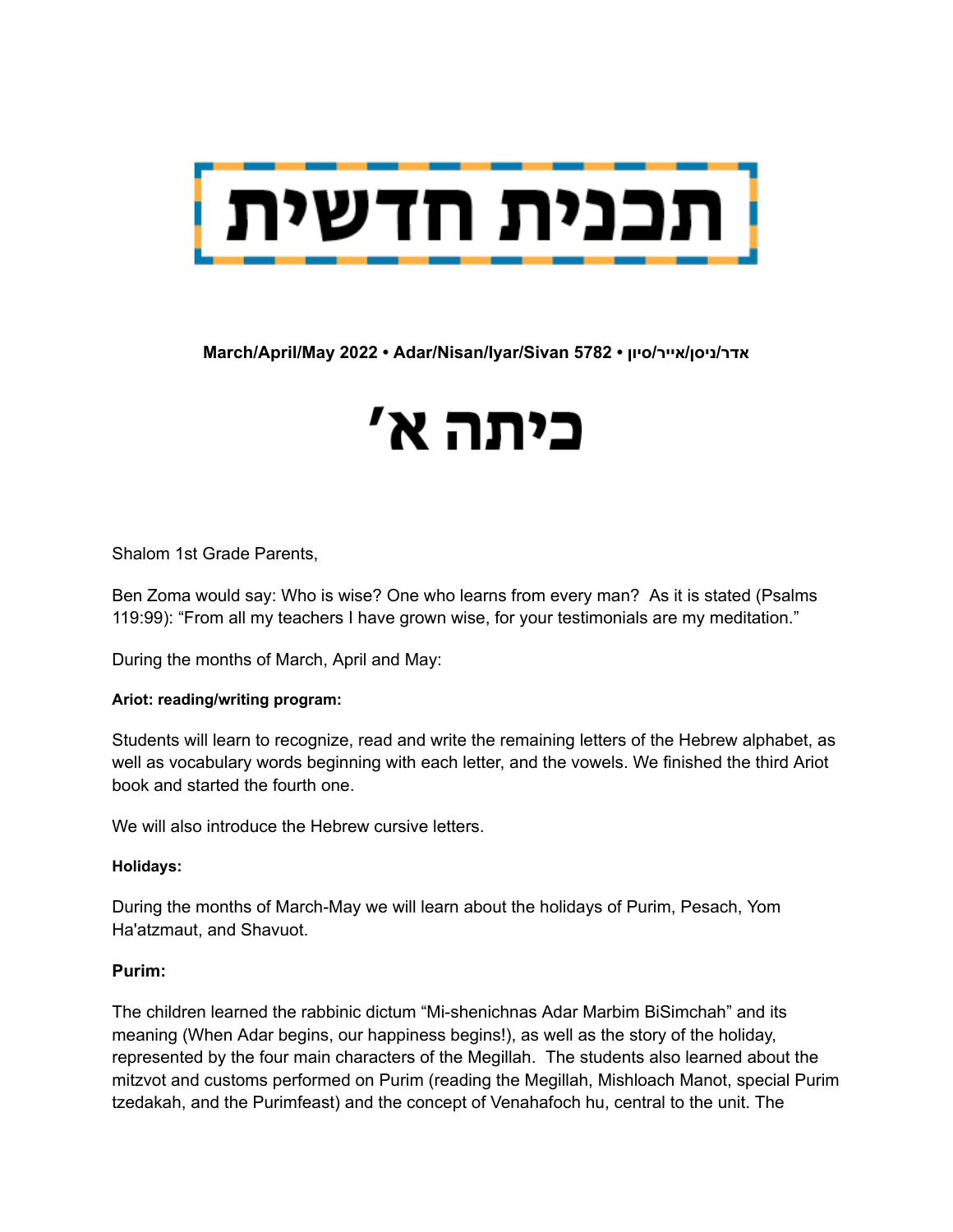# תכנית חדשית

**March/April/May 2022 • Adar/Nisan/Iyar/Sivan 5782 • אדר/ניסן/אייר/סיון**

# כיתה א׳

Shalom 1st Grade Parents,

Ben Zoma would say: Who is wise? One who learns from every man? As it is stated (Psalms 119:99): “From all my teachers I have grown wise, for your testimonials are my meditation.”

During the months of March, April and May:

**Ariot: reading/writing program:**

Students will learn to recognize, read and write the remaining letters of the Hebrew alphabet, as well as vocabulary words beginning with each letter, and the vowels. We finished the third Ariot book and started the fourth one.

We will also introduce the Hebrew cursive letters.

**Holidays:**

During the months of March-May we will learn about the holidays of Purim, Pesach, Yom Ha'atzmaut, and Shavuot.

**Purim:**

The children learned the rabbinic dictum “Mi-shenichnas Adar Marbim BiSimchah” and its meaning (When Adar begins, our happiness begins!), as well as the story of the holiday, represented by the four main characters of the Megillah. The students also learned about the mitzvot and customs performed on Purim (reading the Megillah, Mishloach Manot, special Purim tzedakah, and the Purimfeast) and the concept of Venahafoch hu, central to the unit. The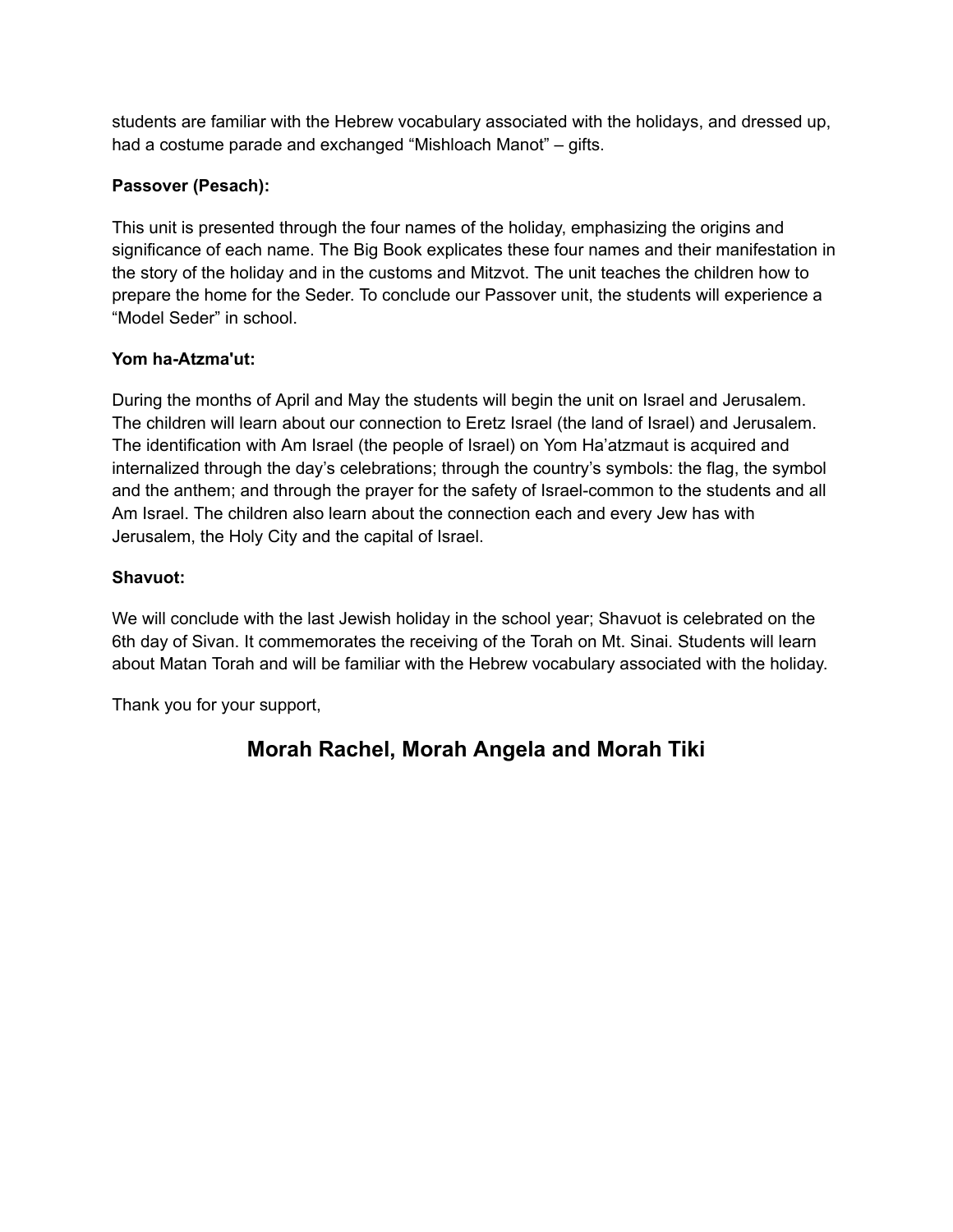students are familiar with the Hebrew vocabulary associated with the holidays, and dressed up, had a costume parade and exchanged “Mishloach Manot” – gifts.

**Passover (Pesach):**

This unit is presented through the four names of the holiday, emphasizing the origins and significance of each name. The Big Book explicates these four names and their manifestation in the story of the holiday and in the customs and Mitzvot. The unit teaches the children how to prepare the home for the Seder. To conclude our Passover unit, the students will experience a “Model Seder” in school.

**Yom ha-Atzma'ut:**

During the months of April and May the students will begin the unit on Israel and Jerusalem. The children will learn about our connection to Eretz Israel (the land of Israel) and Jerusalem. The identification with Am Israel (the people of Israel) on Yom Ha’atzmaut is acquired and internalized through the day’s celebrations; through the country’s symbols: the flag, the symbol and the anthem; and through the prayer for the safety of Israel-common to the students and all Am Israel. The children also learn about the connection each and every Jew has with Jerusalem, the Holy City and the capital of Israel.

**Shavuot:**

We will conclude with the last Jewish holiday in the school year; Shavuot is celebrated on the 6th day of Sivan. It commemorates the receiving of the Torah on Mt. Sinai. Students will learn about Matan Torah and will be familiar with the Hebrew vocabulary associated with the holiday.

Thank you for your support,

**Morah Rachel, Morah Angela and Morah Tiki**